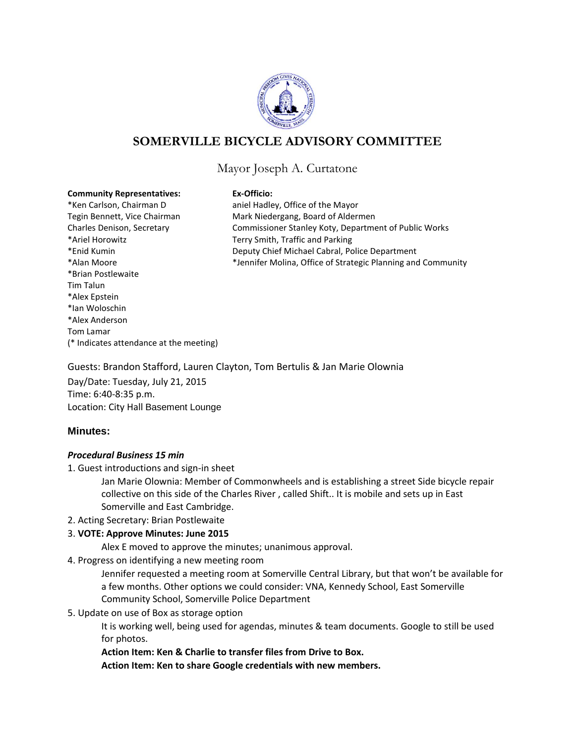# SOMERVILLE BICYCLE ADVISORY COMMITTEE

Mayor Joseph A. Curtatone

**Community Representatives:**
*Ken Carlson, Chairman D
Tegin Bennett, Vice Chairman
Charles Denison, Secretary
*Ariel Horowitz
*Enid Kumin
*Alan Moore
*Brian Postlewaite
Tim Talun
*Alex Epstein
*Ian Woloschin
*Alex Anderson
Tom Lamar
(* Indicates attendance at the meeting)

**Ex-Officio:**
aniel Hadley, Office of the Mayor
Mark Niedergang, Board of Aldermen
Commissioner Stanley Koty, Department of Public Works
Terry Smith, Traffic and Parking
Deputy Chief Michael Cabral, Police Department
*Jennifer Molina, Office of Strategic Planning and Community

Guests: Brandon Stafford, Lauren Clayton, Tom Bertulis & Jan Marie Olownia

Day/Date: Tuesday, July 21, 2015
Time: 6:40-8:35 p.m.
Location: City Hall Basement Lounge

## Minutes:

### *Procedural Business 15 min*

1. Guest introductions and sign-in sheet

   Jan Marie Olownia: Member of Commonwheels and is establishing a street Side bicycle repair collective on this side of the Charles River , called Shift.. It is mobile and sets up in East Somerville and East Cambridge.

2. Acting Secretary: Brian Postlewaite

3. **VOTE: Approve Minutes: June 2015**

   Alex E moved to approve the minutes; unanimous approval.

4. Progress on identifying a new meeting room

   Jennifer requested a meeting room at Somerville Central Library, but that won't be available for a few months. Other options we could consider: VNA, Kennedy School, East Somerville Community School, Somerville Police Department

5. Update on use of Box as storage option

   It is working well, being used for agendas, minutes & team documents. Google to still be used for photos.

   **Action Item: Ken & Charlie to transfer files from Drive to Box.**

   **Action Item: Ken to share Google credentials with new members.**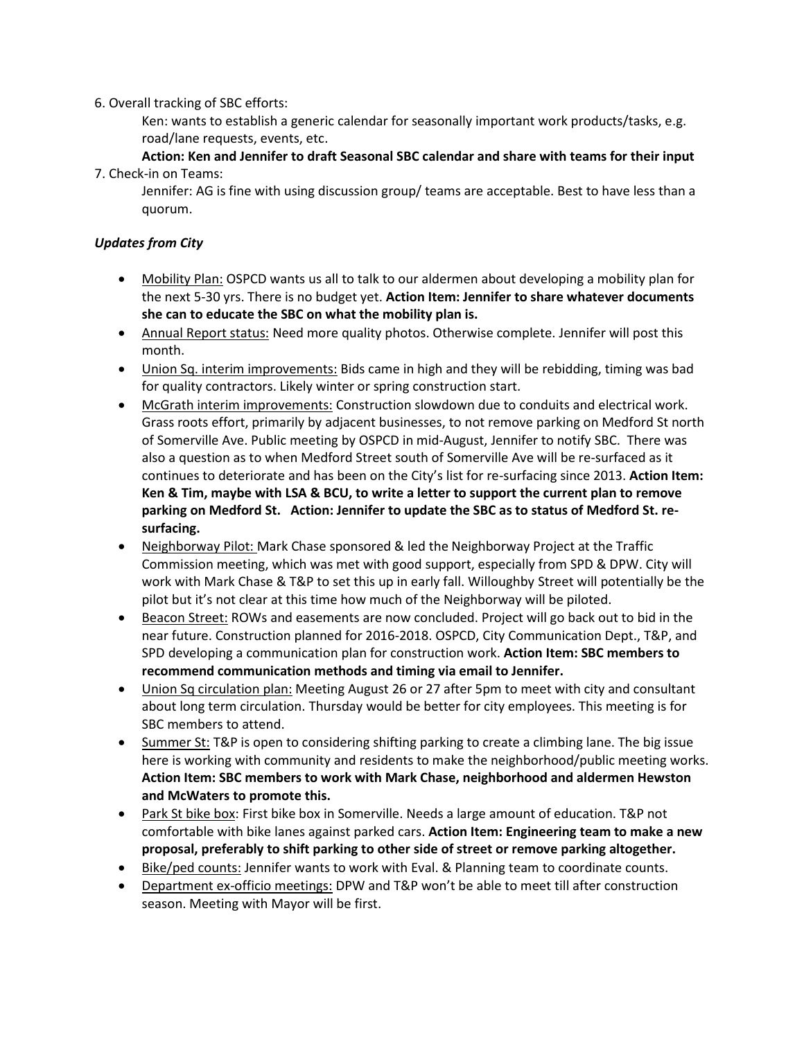6. Overall tracking of SBC efforts:

   Ken: wants to establish a generic calendar for seasonally important work products/tasks, e.g. road/lane requests, events, etc.

   **Action: Ken and Jennifer to draft Seasonal SBC calendar and share with teams for their input**

7. Check-in on Teams:

   Jennifer: AG is fine with using discussion group/ teams are acceptable. Best to have less than a quorum.

***Updates from City***

- Mobility Plan: OSPCD wants us all to talk to our aldermen about developing a mobility plan for the next 5-30 yrs. There is no budget yet. **Action Item: Jennifer to share whatever documents she can to educate the SBC on what the mobility plan is.**
- Annual Report status: Need more quality photos. Otherwise complete. Jennifer will post this month.
- Union Sq. interim improvements: Bids came in high and they will be rebidding, timing was bad for quality contractors. Likely winter or spring construction start.
- McGrath interim improvements: Construction slowdown due to conduits and electrical work. Grass roots effort, primarily by adjacent businesses, to not remove parking on Medford St north of Somerville Ave. Public meeting by OSPCD in mid-August, Jennifer to notify SBC. There was also a question as to when Medford Street south of Somerville Ave will be re-surfaced as it continues to deteriorate and has been on the City's list for re-surfacing since 2013. **Action Item: Ken & Tim, maybe with LSA & BCU, to write a letter to support the current plan to remove parking on Medford St. Action: Jennifer to update the SBC as to status of Medford St. re-surfacing.**
- Neighborway Pilot: Mark Chase sponsored & led the Neighborway Project at the Traffic Commission meeting, which was met with good support, especially from SPD & DPW. City will work with Mark Chase & T&P to set this up in early fall. Willoughby Street will potentially be the pilot but it's not clear at this time how much of the Neighborway will be piloted.
- Beacon Street: ROWs and easements are now concluded. Project will go back out to bid in the near future. Construction planned for 2016-2018. OSPCD, City Communication Dept., T&P, and SPD developing a communication plan for construction work. **Action Item: SBC members to recommend communication methods and timing via email to Jennifer.**
- Union Sq circulation plan: Meeting August 26 or 27 after 5pm to meet with city and consultant about long term circulation. Thursday would be better for city employees. This meeting is for SBC members to attend.
- Summer St: T&P is open to considering shifting parking to create a climbing lane. The big issue here is working with community and residents to make the neighborhood/public meeting works. **Action Item: SBC members to work with Mark Chase, neighborhood and aldermen Hewston and McWaters to promote this.**
- Park St bike box: First bike box in Somerville. Needs a large amount of education. T&P not comfortable with bike lanes against parked cars. **Action Item: Engineering team to make a new proposal, preferably to shift parking to other side of street or remove parking altogether.**
- Bike/ped counts: Jennifer wants to work with Eval. & Planning team to coordinate counts.
- Department ex-officio meetings: DPW and T&P won't be able to meet till after construction season. Meeting with Mayor will be first.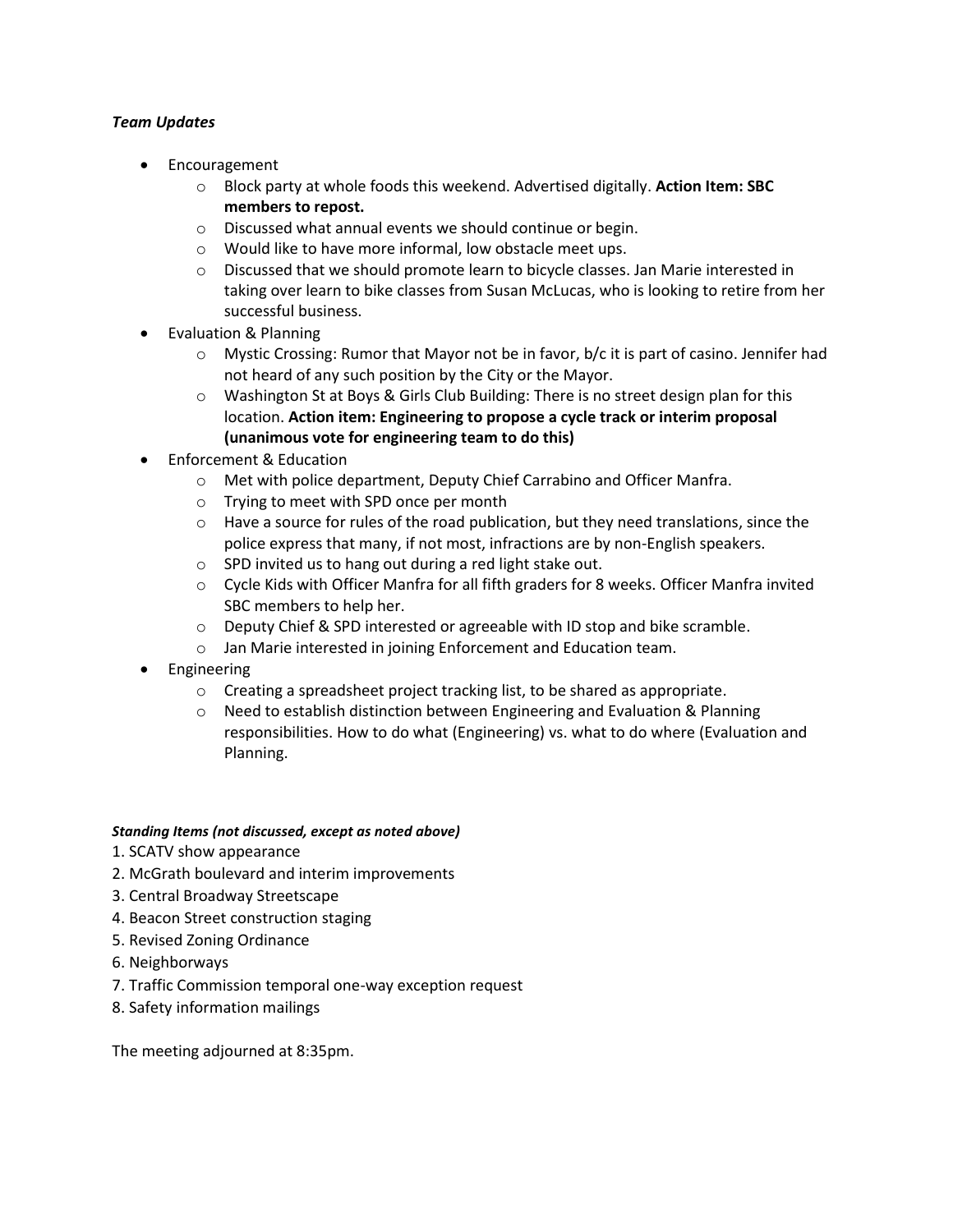***Team Updates***

- Encouragement
  - Block party at whole foods this weekend. Advertised digitally. **Action Item: SBC members to repost.**
  - Discussed what annual events we should continue or begin.
  - Would like to have more informal, low obstacle meet ups.
  - Discussed that we should promote learn to bicycle classes. Jan Marie interested in taking over learn to bike classes from Susan McLucas, who is looking to retire from her successful business.
- Evaluation & Planning
  - Mystic Crossing: Rumor that Mayor not be in favor, b/c it is part of casino. Jennifer had not heard of any such position by the City or the Mayor.
  - Washington St at Boys & Girls Club Building: There is no street design plan for this location. **Action item: Engineering to propose a cycle track or interim proposal (unanimous vote for engineering team to do this)**
- Enforcement & Education
  - Met with police department, Deputy Chief Carrabino and Officer Manfra.
  - Trying to meet with SPD once per month
  - Have a source for rules of the road publication, but they need translations, since the police express that many, if not most, infractions are by non-English speakers.
  - SPD invited us to hang out during a red light stake out.
  - Cycle Kids with Officer Manfra for all fifth graders for 8 weeks. Officer Manfra invited SBC members to help her.
  - Deputy Chief & SPD interested or agreeable with ID stop and bike scramble.
  - Jan Marie interested in joining Enforcement and Education team.
- Engineering
  - Creating a spreadsheet project tracking list, to be shared as appropriate.
  - Need to establish distinction between Engineering and Evaluation & Planning responsibilities. How to do what (Engineering) vs. what to do where (Evaluation and Planning.

***Standing Items (not discussed, except as noted above)***

1. SCATV show appearance
2. McGrath boulevard and interim improvements
3. Central Broadway Streetscape
4. Beacon Street construction staging
5. Revised Zoning Ordinance
6. Neighborways
7. Traffic Commission temporal one-way exception request
8. Safety information mailings

The meeting adjourned at 8:35pm.